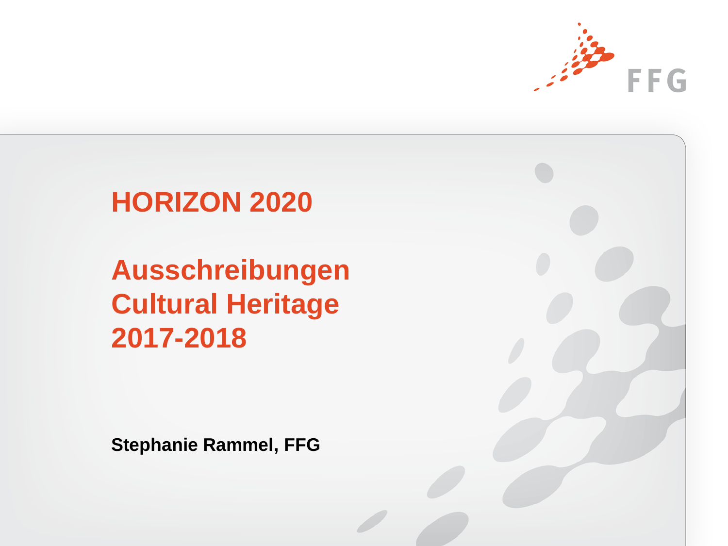FFG

# HORIZON 2020

## Ausschreibungen Cultural Heritage 2017-2018

**Stephanie Rammel, FFG**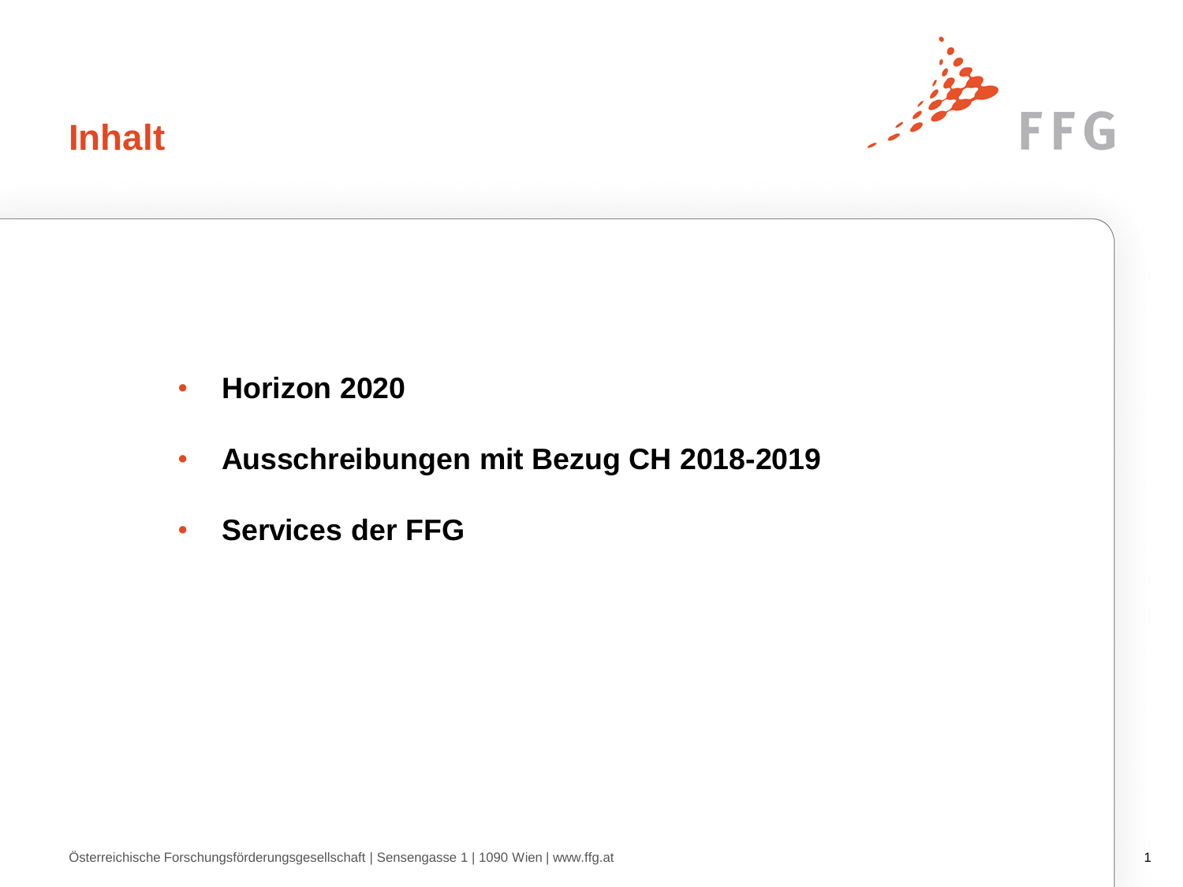# Inhalt

- **Horizon 2020**
- **Ausschreibungen mit Bezug CH 2018-2019**
- **Services der FFG**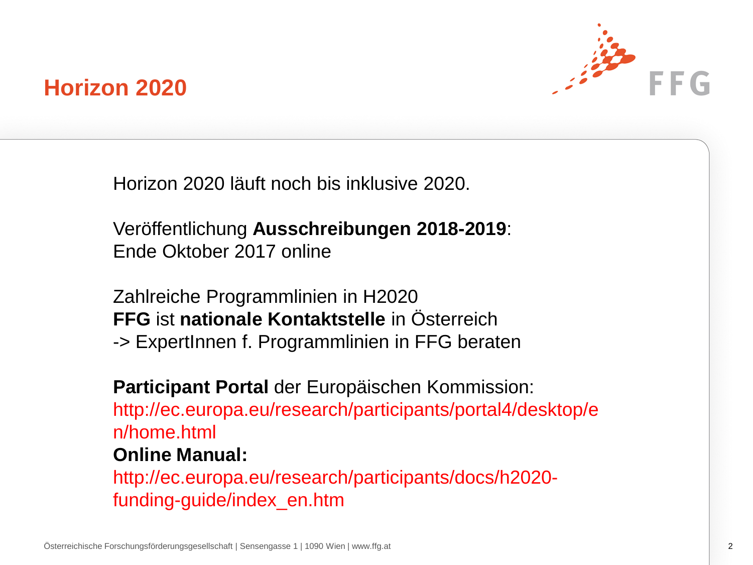# Horizon 2020

Horizon 2020 läuft noch bis inklusive 2020.

Veröffentlichung **Ausschreibungen 2018-2019**:
Ende Oktober 2017 online

Zahlreiche Programmlinien in H2020
**FFG** ist **nationale Kontaktstelle** in Österreich
-> ExpertInnen f. Programmlinien in FFG beraten

**Participant Portal** der Europäischen Kommission:
http://ec.europa.eu/research/participants/portal4/desktop/en/home.html
**Online Manual:**
http://ec.europa.eu/research/participants/docs/h2020-funding-guide/index_en.htm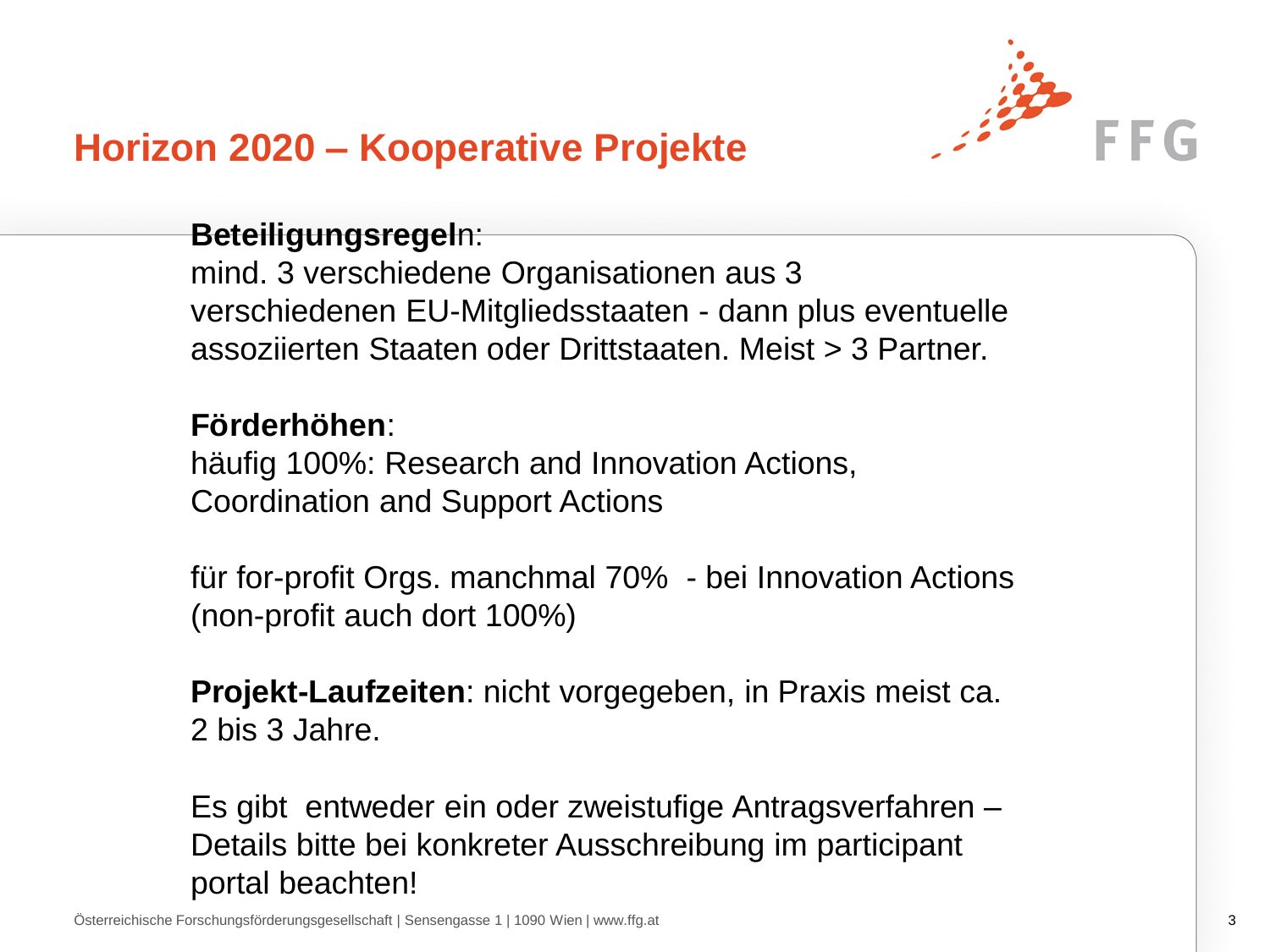# Horizon 2020 – Kooperative Projekte

**Beteiligungsregel**n:
mind. 3 verschiedene Organisationen aus 3 verschiedenen EU-Mitgliedsstaaten - dann plus eventuelle assoziierten Staaten oder Drittstaaten. Meist > 3 Partner.

**Förderhöhen**:
häufig 100%: Research and Innovation Actions, Coordination and Support Actions

für for-profit Orgs. manchmal 70% - bei Innovation Actions (non-profit auch dort 100%)

**Projekt-Laufzeiten**: nicht vorgegeben, in Praxis meist ca. 2 bis 3 Jahre.

Es gibt entweder ein oder zweistufige Antragsverfahren – Details bitte bei konkreter Ausschreibung im participant portal beachten!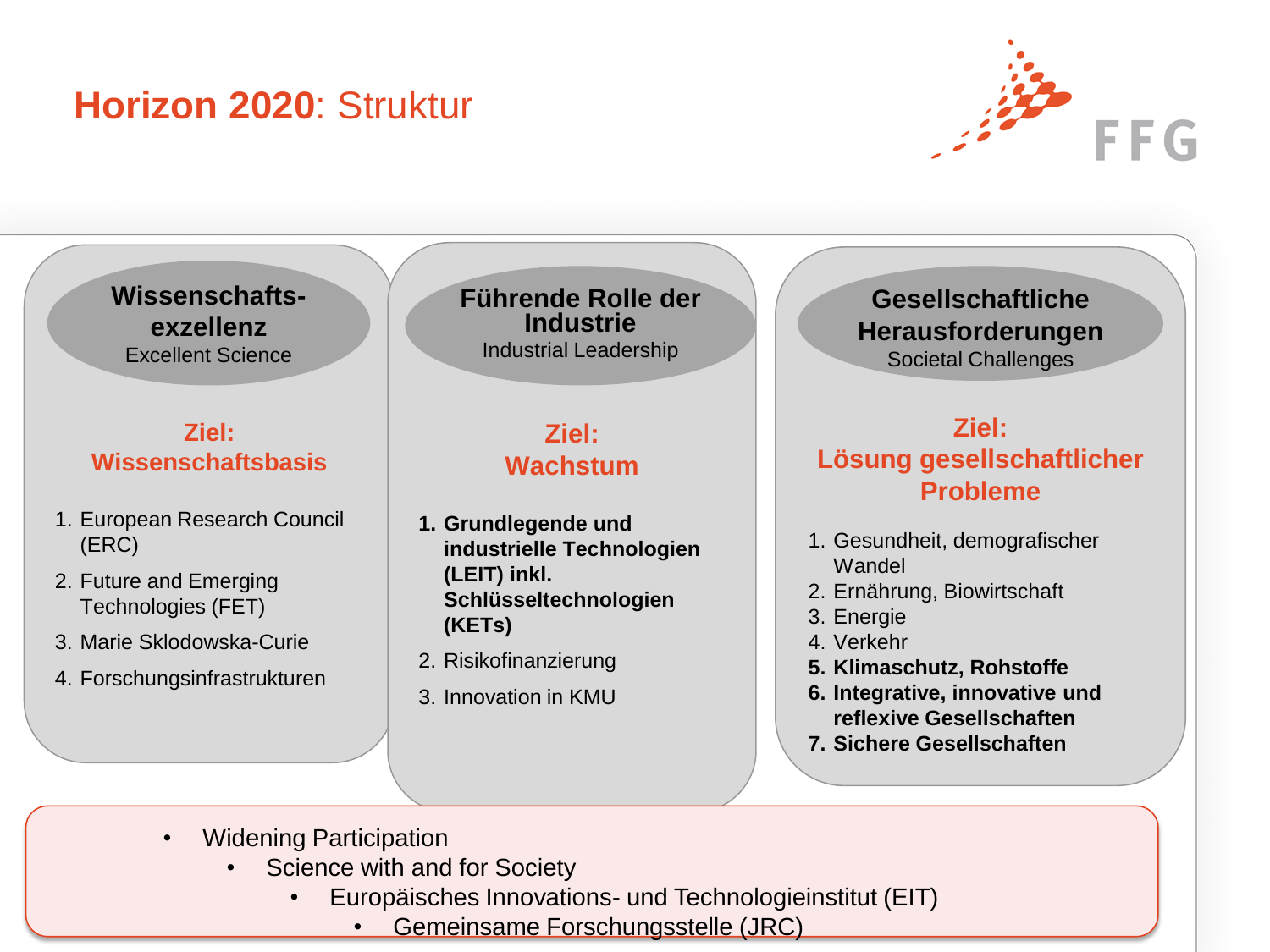# **Horizon 2020**: Struktur

## Wissenschafts-exzellenz
Excellent Science

**Ziel: Wissenschaftsbasis**

1. European Research Council (ERC)
2. Future and Emerging Technologies (FET)
3. Marie Sklodowska-Curie
4. Forschungsinfrastrukturen

## Führende Rolle der Industrie
Industrial Leadership

**Ziel: Wachstum**

1. **Grundlegende und industrielle Technologien (LEIT) inkl. Schlüsseltechnologien (KETs)**
2. Risikofinanzierung
3. Innovation in KMU

## Gesellschaftliche Herausforderungen
Societal Challenges

**Ziel: Lösung gesellschaftlicher Probleme**

1. Gesundheit, demografischer Wandel
2. Ernährung, Biowirtschaft
3. Energie
4. Verkehr
5. **Klimaschutz, Rohstoffe**
6. **Integrative, innovative und reflexive Gesellschaften**
7. **Sichere Gesellschaften**

- Widening Participation
- Science with and for Society
- Europäisches Innovations- und Technologieinstitut (EIT)
- Gemeinsame Forschungsstelle (JRC)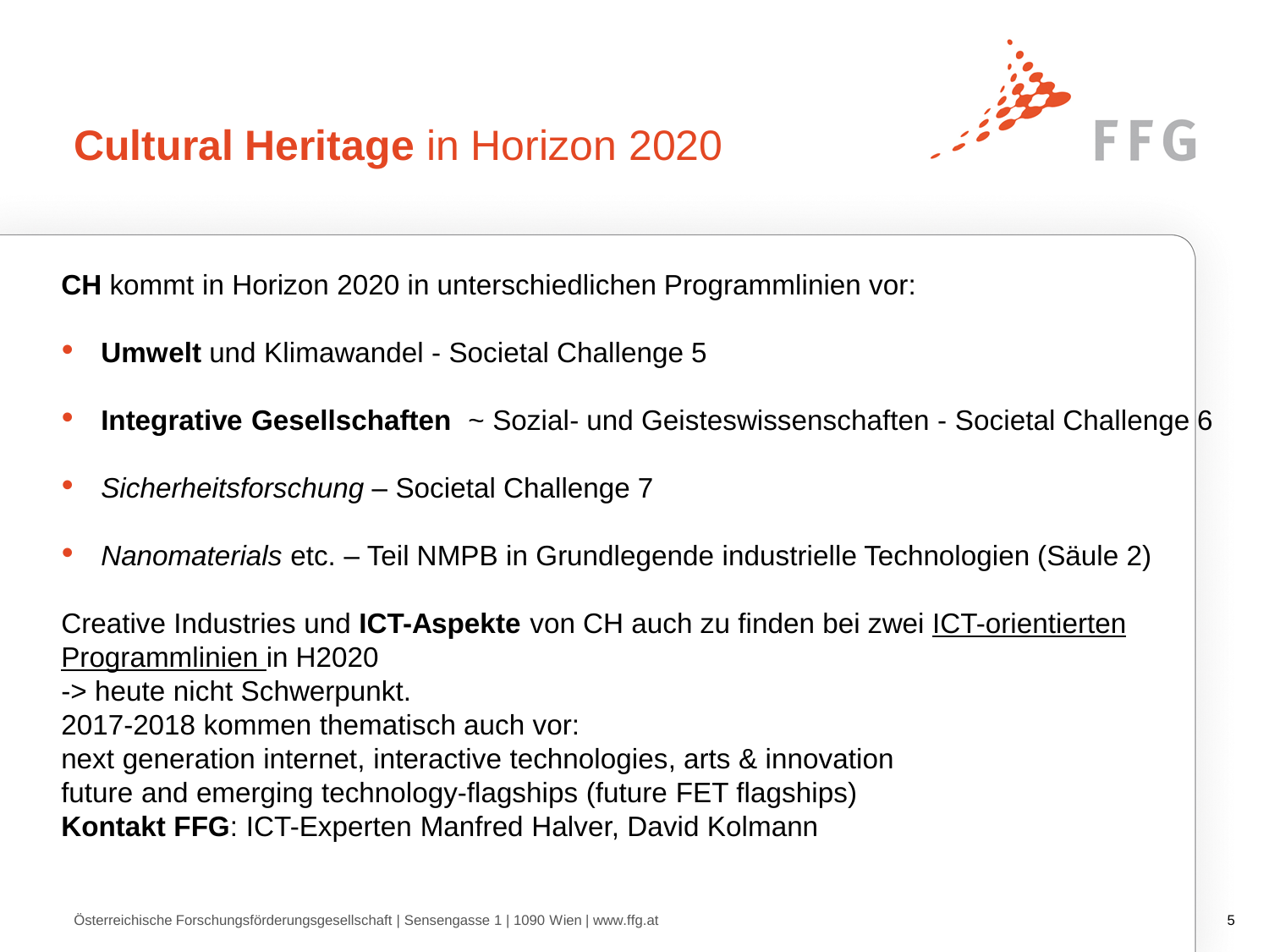# **Cultural Heritage** in Horizon 2020

**CH** kommt in Horizon 2020 in unterschiedlichen Programmlinien vor:

- **Umwelt** und Klimawandel - Societal Challenge 5
- **Integrative Gesellschaften** ~ Sozial- und Geisteswissenschaften - Societal Challenge 6
- *Sicherheitsforschung* – Societal Challenge 7
- *Nanomaterials* etc. – Teil NMPB in Grundlegende industrielle Technologien (Säule 2)

Creative Industries und **ICT-Aspekte** von CH auch zu finden bei zwei ICT-orientierten Programmlinien in H2020
-> heute nicht Schwerpunkt.
2017-2018 kommen thematisch auch vor:
next generation internet, interactive technologies, arts & innovation
future and emerging technology-flagships (future FET flagships)
**Kontakt FFG**: ICT-Experten Manfred Halver, David Kolmann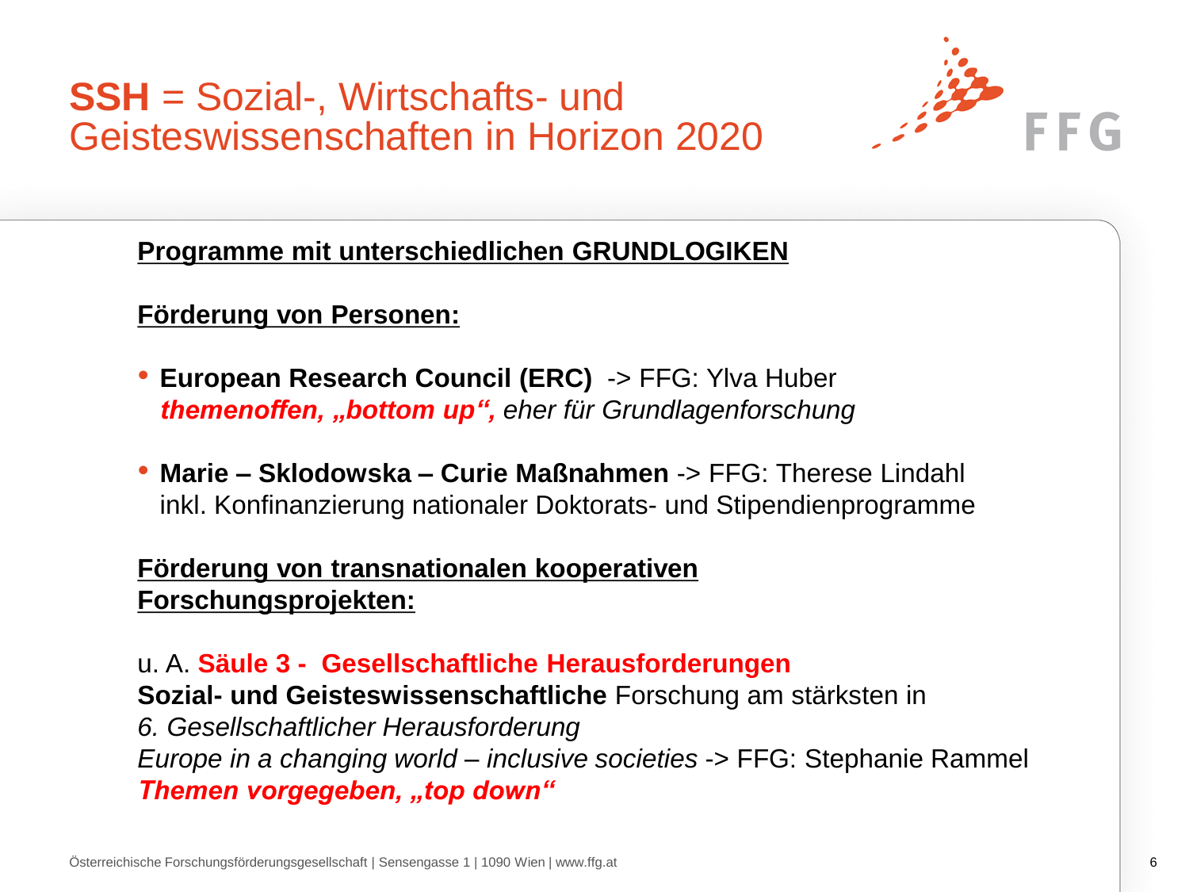# **SSH** = Sozial-, Wirtschafts- und Geisteswissenschaften in Horizon 2020

**Programme mit unterschiedlichen GRUNDLOGIKEN**

**Förderung von Personen:**

- **European Research Council (ERC)** -> FFG: Ylva Huber
  ***themenoffen, „bottom up“,*** *eher für Grundlagenforschung*

- **Marie – Sklodowska – Curie Maßnahmen** -> FFG: Therese Lindahl
  inkl. Konfinanzierung nationaler Doktorats- und Stipendienprogramme

**Förderung von transnationalen kooperativen Forschungsprojekten:**

u. A. **Säule 3 - Gesellschaftliche Herausforderungen**
**Sozial- und Geisteswissenschaftliche** Forschung am stärksten in
*6. Gesellschaftlicher Herausforderung*
*Europe in a changing world – inclusive societies* -> FFG: Stephanie Rammel
***Themen vorgegeben, „top down“***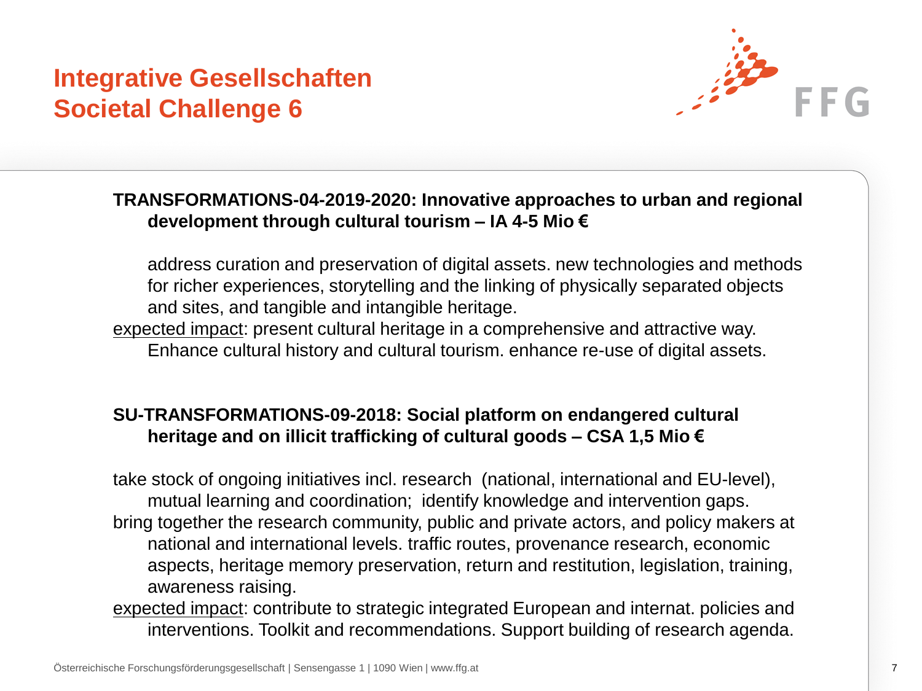# Integrative Gesellschaften
# Societal Challenge 6

**TRANSFORMATIONS-04-2019-2020: Innovative approaches to urban and regional development through cultural tourism – IA 4-5 Mio €**

address curation and preservation of digital assets. new technologies and methods for richer experiences, storytelling and the linking of physically separated objects and sites, and tangible and intangible heritage.

expected impact: present cultural heritage in a comprehensive and attractive way. Enhance cultural history and cultural tourism. enhance re-use of digital assets.

**SU-TRANSFORMATIONS-09-2018: Social platform on endangered cultural heritage and on illicit trafficking of cultural goods – CSA 1,5 Mio €**

take stock of ongoing initiatives incl. research (national, international and EU-level), mutual learning and coordination; identify knowledge and intervention gaps.

bring together the research community, public and private actors, and policy makers at national and international levels. traffic routes, provenance research, economic aspects, heritage memory preservation, return and restitution, legislation, training, awareness raising.

expected impact: contribute to strategic integrated European and internat. policies and interventions. Toolkit and recommendations. Support building of research agenda.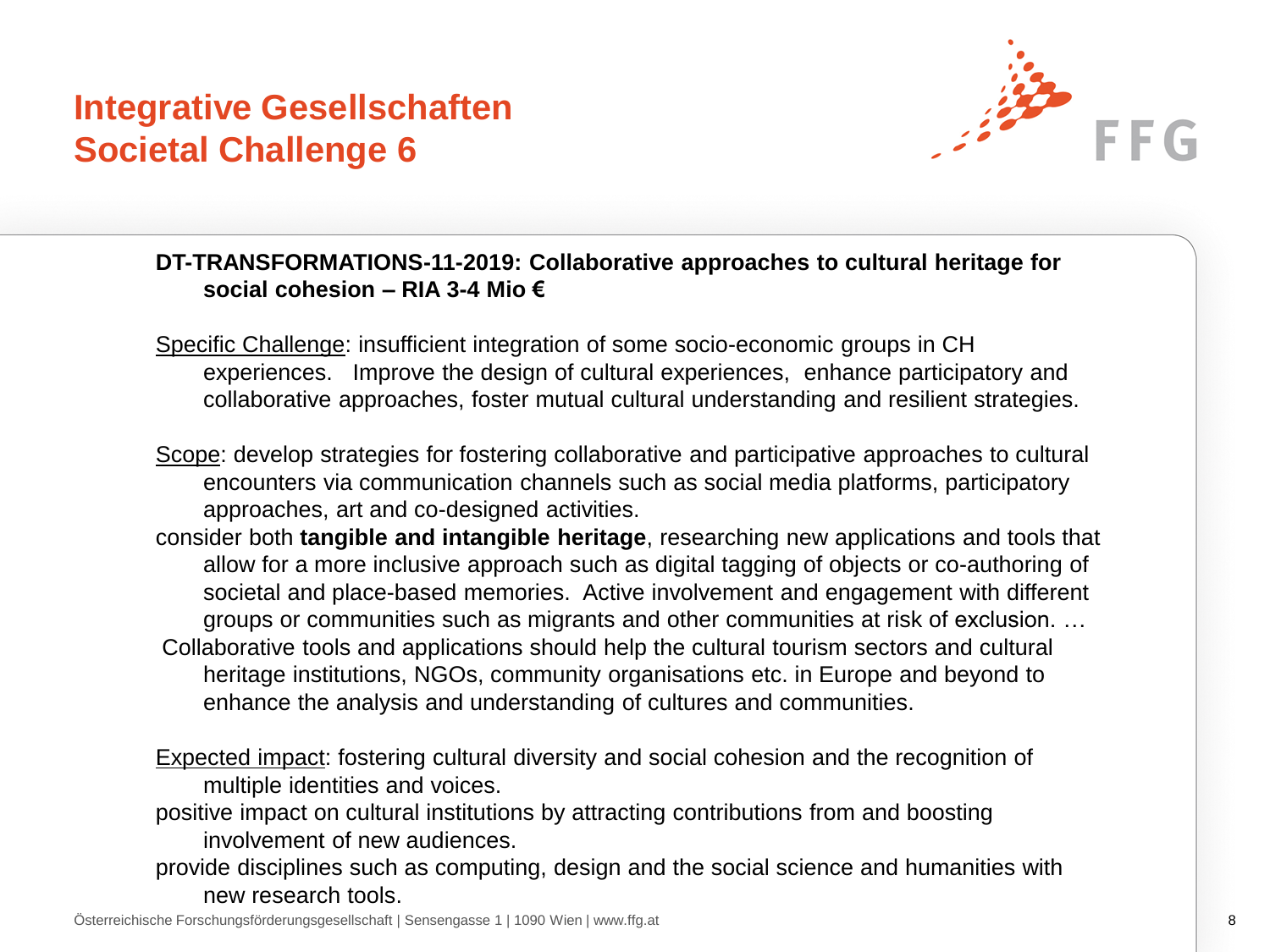# Integrative Gesellschaften
# Societal Challenge 6

**DT-TRANSFORMATIONS-11-2019: Collaborative approaches to cultural heritage for social cohesion – RIA 3-4 Mio €**

Specific Challenge: insufficient integration of some socio-economic groups in CH experiences. Improve the design of cultural experiences, enhance participatory and collaborative approaches, foster mutual cultural understanding and resilient strategies.

Scope: develop strategies for fostering collaborative and participative approaches to cultural encounters via communication channels such as social media platforms, participatory approaches, art and co-designed activities.

consider both **tangible and intangible heritage**, researching new applications and tools that allow for a more inclusive approach such as digital tagging of objects or co-authoring of societal and place-based memories. Active involvement and engagement with different groups or communities such as migrants and other communities at risk of exclusion. …

Collaborative tools and applications should help the cultural tourism sectors and cultural heritage institutions, NGOs, community organisations etc. in Europe and beyond to enhance the analysis and understanding of cultures and communities.

Expected impact: fostering cultural diversity and social cohesion and the recognition of multiple identities and voices.

positive impact on cultural institutions by attracting contributions from and boosting involvement of new audiences.

provide disciplines such as computing, design and the social science and humanities with new research tools.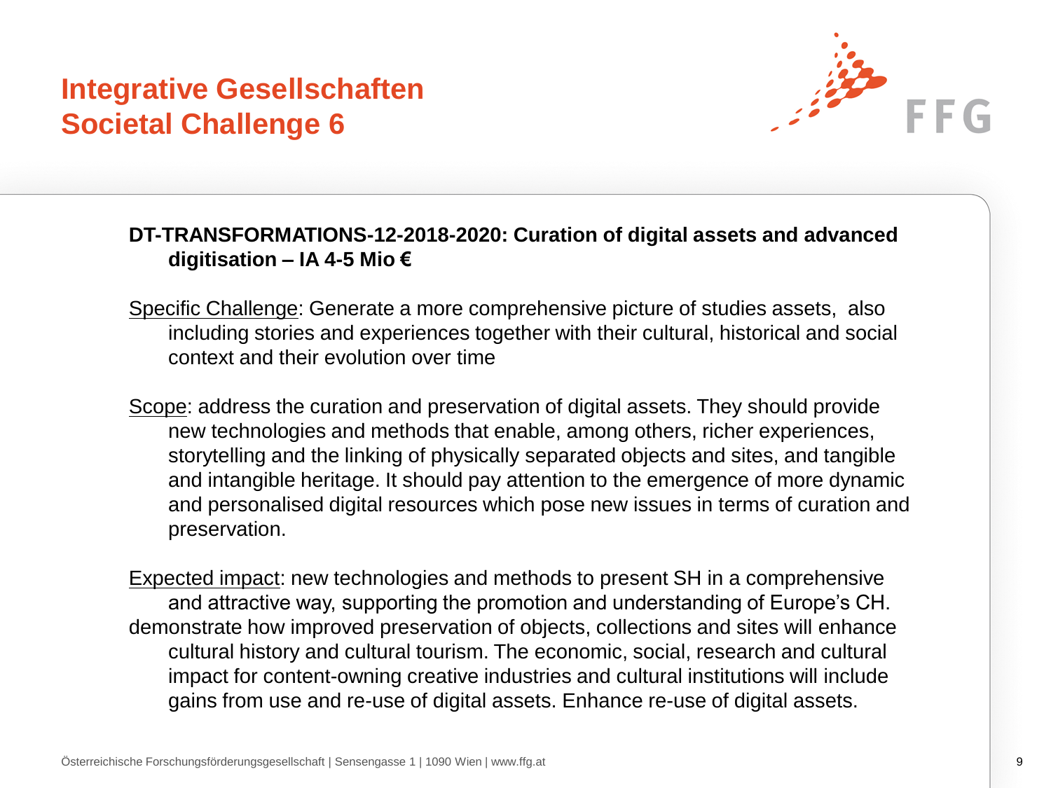# Integrative Gesellschaften
# Societal Challenge 6

**DT-TRANSFORMATIONS-12-2018-2020: Curation of digital assets and advanced digitisation – IA 4-5 Mio €**

Specific Challenge: Generate a more comprehensive picture of studies assets, also including stories and experiences together with their cultural, historical and social context and their evolution over time

Scope: address the curation and preservation of digital assets. They should provide new technologies and methods that enable, among others, richer experiences, storytelling and the linking of physically separated objects and sites, and tangible and intangible heritage. It should pay attention to the emergence of more dynamic and personalised digital resources which pose new issues in terms of curation and preservation.

Expected impact: new technologies and methods to present SH in a comprehensive and attractive way, supporting the promotion and understanding of Europe's CH. demonstrate how improved preservation of objects, collections and sites will enhance cultural history and cultural tourism. The economic, social, research and cultural impact for content-owning creative industries and cultural institutions will include gains from use and re-use of digital assets. Enhance re-use of digital assets.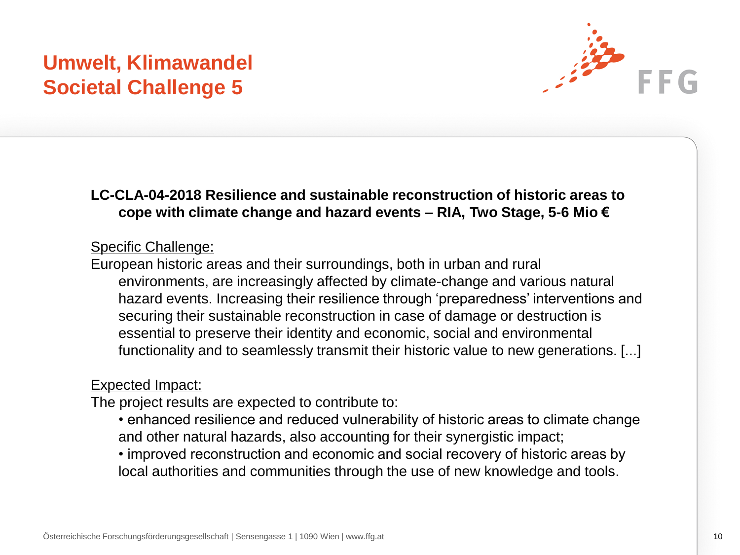# Umwelt, Klimawandel
# Societal Challenge 5

**LC-CLA-04-2018 Resilience and sustainable reconstruction of historic areas to cope with climate change and hazard events – RIA, Two Stage, 5-6 Mio €**

Specific Challenge:

European historic areas and their surroundings, both in urban and rural environments, are increasingly affected by climate-change and various natural hazard events. Increasing their resilience through 'preparedness' interventions and securing their sustainable reconstruction in case of damage or destruction is essential to preserve their identity and economic, social and environmental functionality and to seamlessly transmit their historic value to new generations. [...]

Expected Impact:

The project results are expected to contribute to:

- enhanced resilience and reduced vulnerability of historic areas to climate change and other natural hazards, also accounting for their synergistic impact;
- improved reconstruction and economic and social recovery of historic areas by local authorities and communities through the use of new knowledge and tools.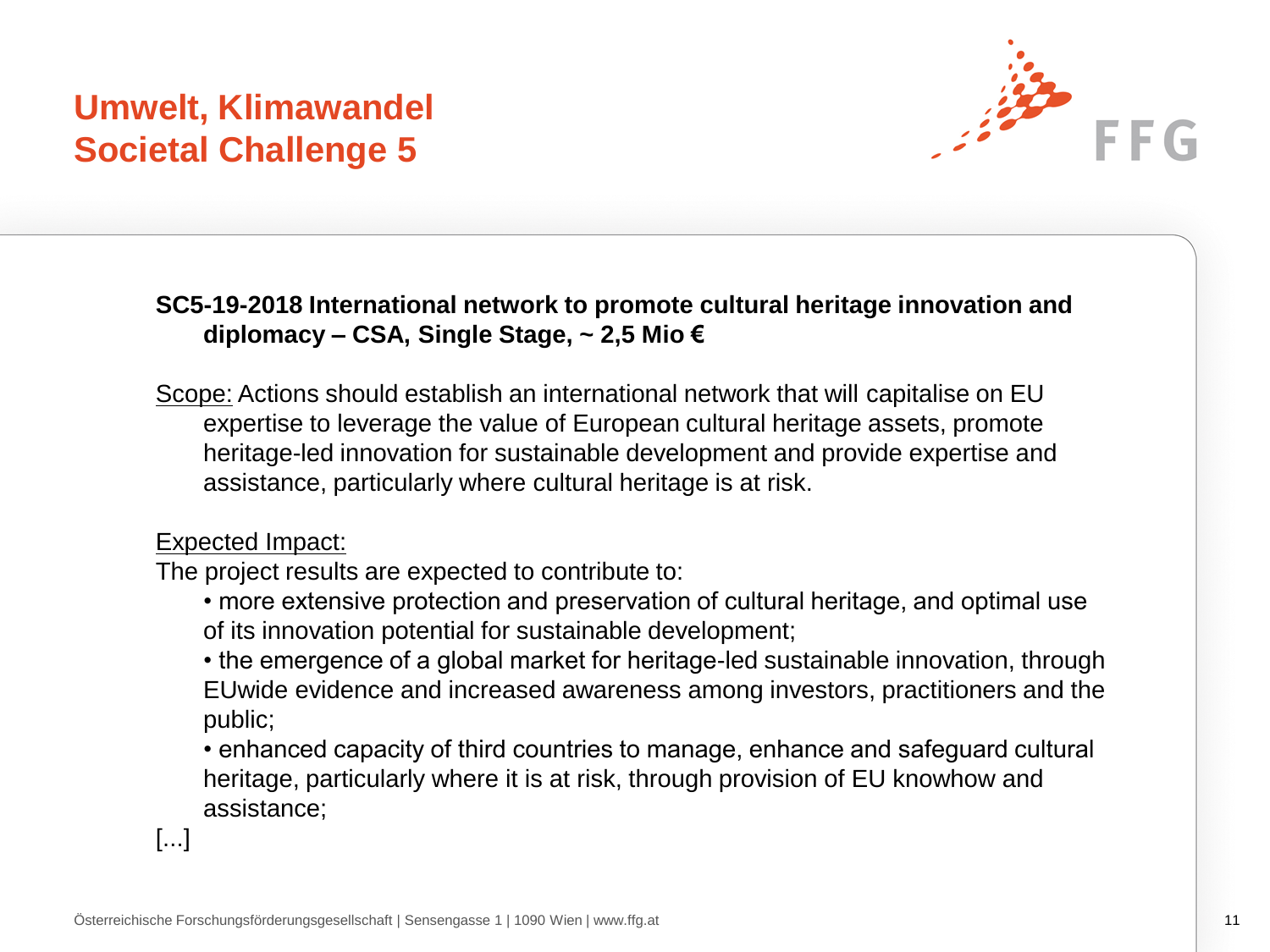# Umwelt, Klimawandel
# Societal Challenge 5

**SC5-19-2018 International network to promote cultural heritage innovation and diplomacy – CSA, Single Stage, ~ 2,5 Mio €**

Scope: Actions should establish an international network that will capitalise on EU expertise to leverage the value of European cultural heritage assets, promote heritage-led innovation for sustainable development and provide expertise and assistance, particularly where cultural heritage is at risk.

Expected Impact:
The project results are expected to contribute to:

- more extensive protection and preservation of cultural heritage, and optimal use of its innovation potential for sustainable development;
- the emergence of a global market for heritage-led sustainable innovation, through EUwide evidence and increased awareness among investors, practitioners and the public;
- enhanced capacity of third countries to manage, enhance and safeguard cultural heritage, particularly where it is at risk, through provision of EU knowhow and assistance;

[...]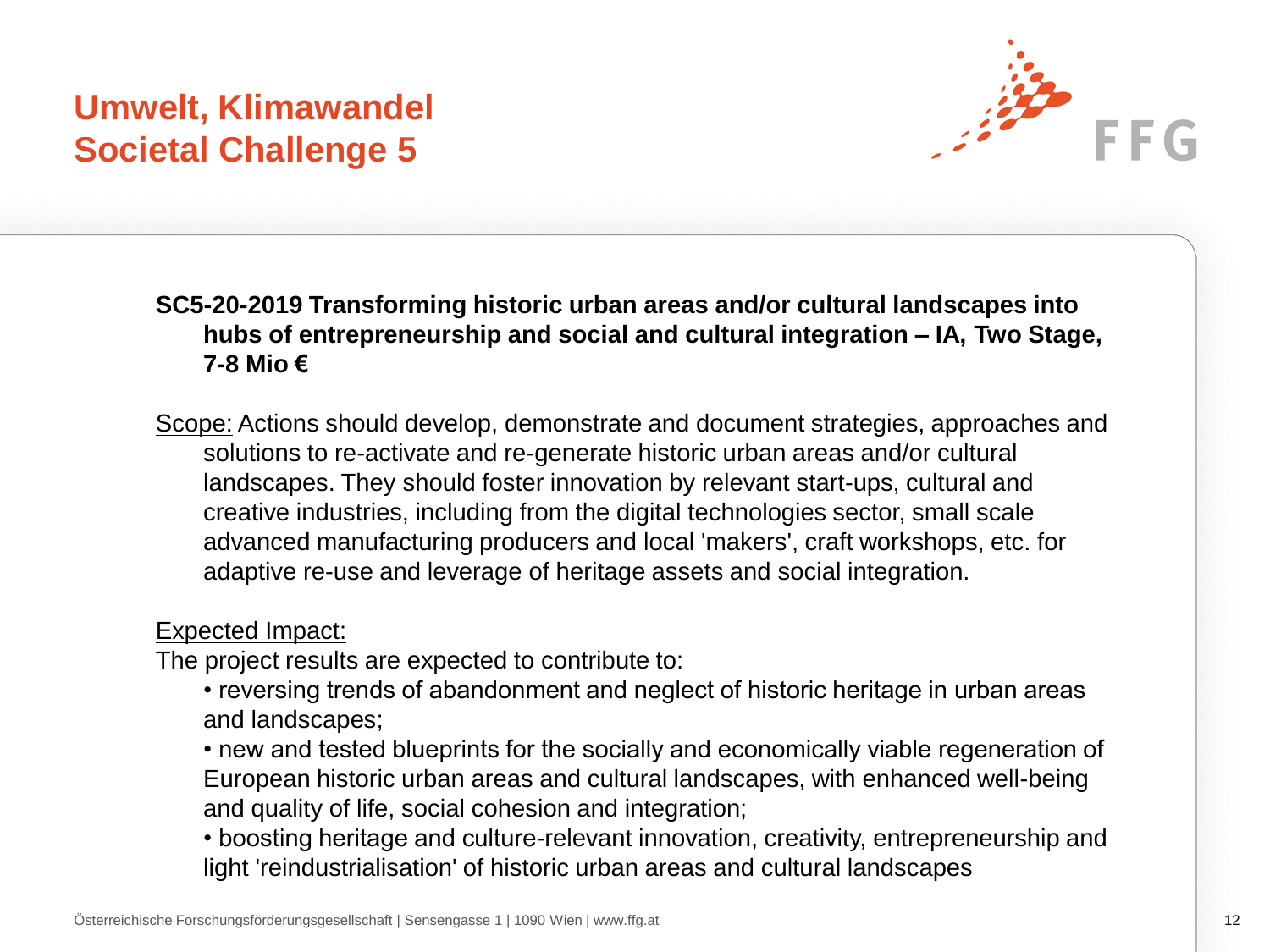# Umwelt, Klimawandel
# Societal Challenge 5

**SC5-20-2019 Transforming historic urban areas and/or cultural landscapes into hubs of entrepreneurship and social and cultural integration – IA, Two Stage, 7-8 Mio €**

Scope: Actions should develop, demonstrate and document strategies, approaches and solutions to re-activate and re-generate historic urban areas and/or cultural landscapes. They should foster innovation by relevant start-ups, cultural and creative industries, including from the digital technologies sector, small scale advanced manufacturing producers and local 'makers', craft workshops, etc. for adaptive re-use and leverage of heritage assets and social integration.

Expected Impact:
The project results are expected to contribute to:

- reversing trends of abandonment and neglect of historic heritage in urban areas and landscapes;
- new and tested blueprints for the socially and economically viable regeneration of European historic urban areas and cultural landscapes, with enhanced well-being and quality of life, social cohesion and integration;
- boosting heritage and culture-relevant innovation, creativity, entrepreneurship and light 'reindustrialisation' of historic urban areas and cultural landscapes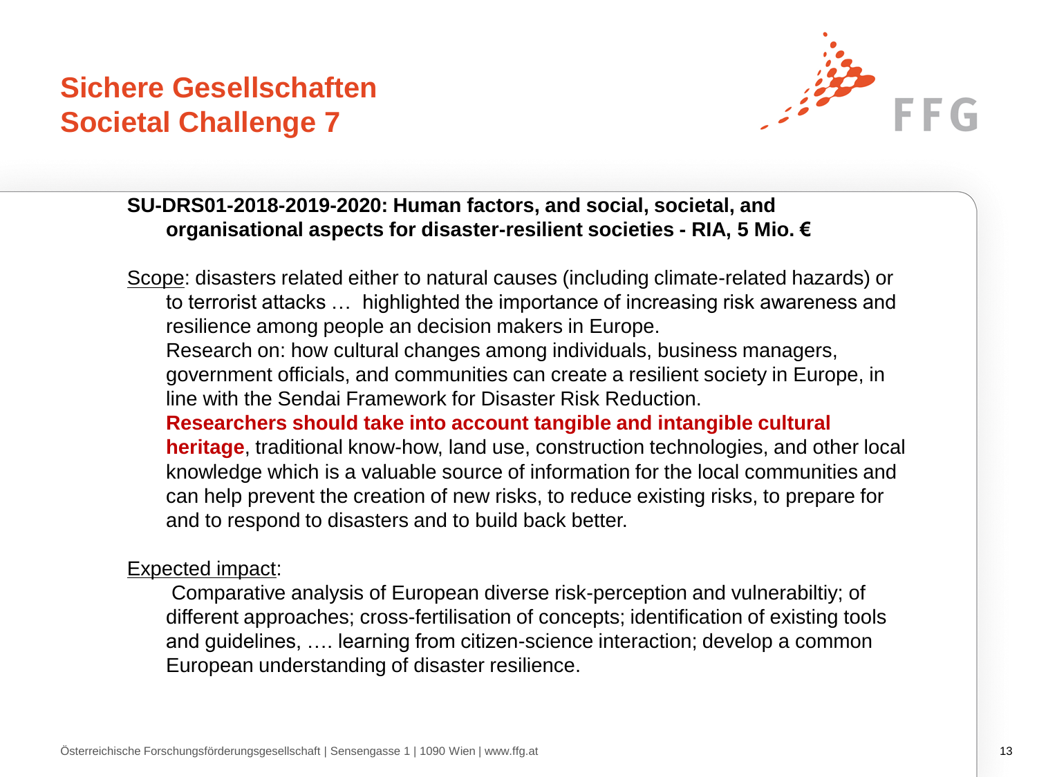# Sichere Gesellschaften
# Societal Challenge 7

**SU-DRS01-2018-2019-2020: Human factors, and social, societal, and organisational aspects for disaster-resilient societies - RIA, 5 Mio. €**

Scope: disasters related either to natural causes (including climate-related hazards) or to terrorist attacks … highlighted the importance of increasing risk awareness and resilience among people an decision makers in Europe.

Research on: how cultural changes among individuals, business managers, government officials, and communities can create a resilient society in Europe, in line with the Sendai Framework for Disaster Risk Reduction.

**Researchers should take into account tangible and intangible cultural heritage**, traditional know-how, land use, construction technologies, and other local knowledge which is a valuable source of information for the local communities and can help prevent the creation of new risks, to reduce existing risks, to prepare for and to respond to disasters and to build back better.

Expected impact:

Comparative analysis of European diverse risk-perception and vulnerabiltiy; of different approaches; cross-fertilisation of concepts; identification of existing tools and guidelines, …. learning from citizen-science interaction; develop a common European understanding of disaster resilience.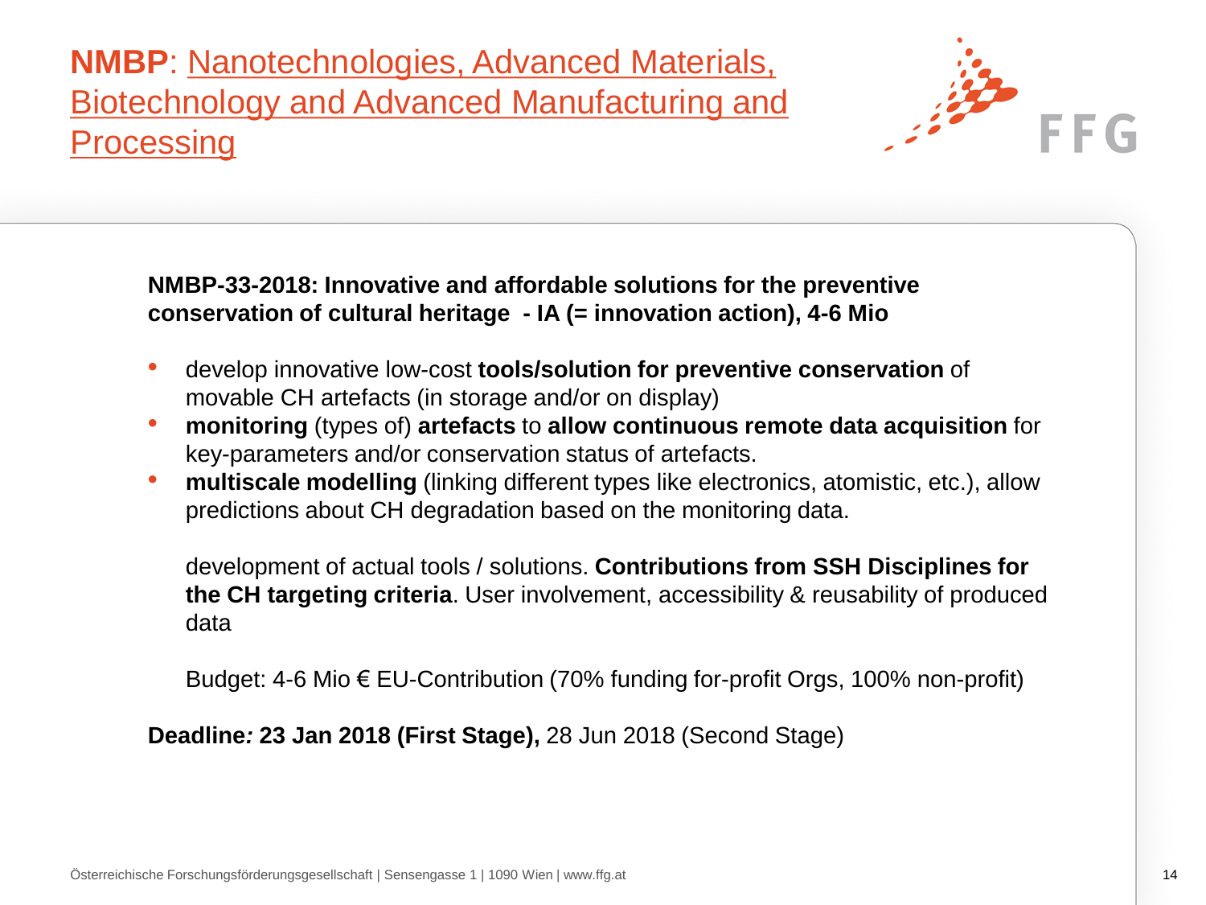# **NMBP**: Nanotechnologies, Advanced Materials, Biotechnology and Advanced Manufacturing and Processing

**NMBP-33-2018: Innovative and affordable solutions for the preventive conservation of cultural heritage - IA (= innovation action), 4-6 Mio**

- develop innovative low-cost **tools/solution for preventive conservation** of movable CH artefacts (in storage and/or on display)
- **monitoring** (types of) **artefacts** to **allow continuous remote data acquisition** for key-parameters and/or conservation status of artefacts.
- **multiscale modelling** (linking different types like electronics, atomistic, etc.), allow predictions about CH degradation based on the monitoring data.

development of actual tools / solutions. **Contributions from SSH Disciplines for the CH targeting criteria**. User involvement, accessibility & reusability of produced data

Budget: 4-6 Mio € EU-Contribution (70% funding for-profit Orgs, 100% non-profit)

**Deadline*:* 23 Jan 2018 (First Stage),** 28 Jun 2018 (Second Stage)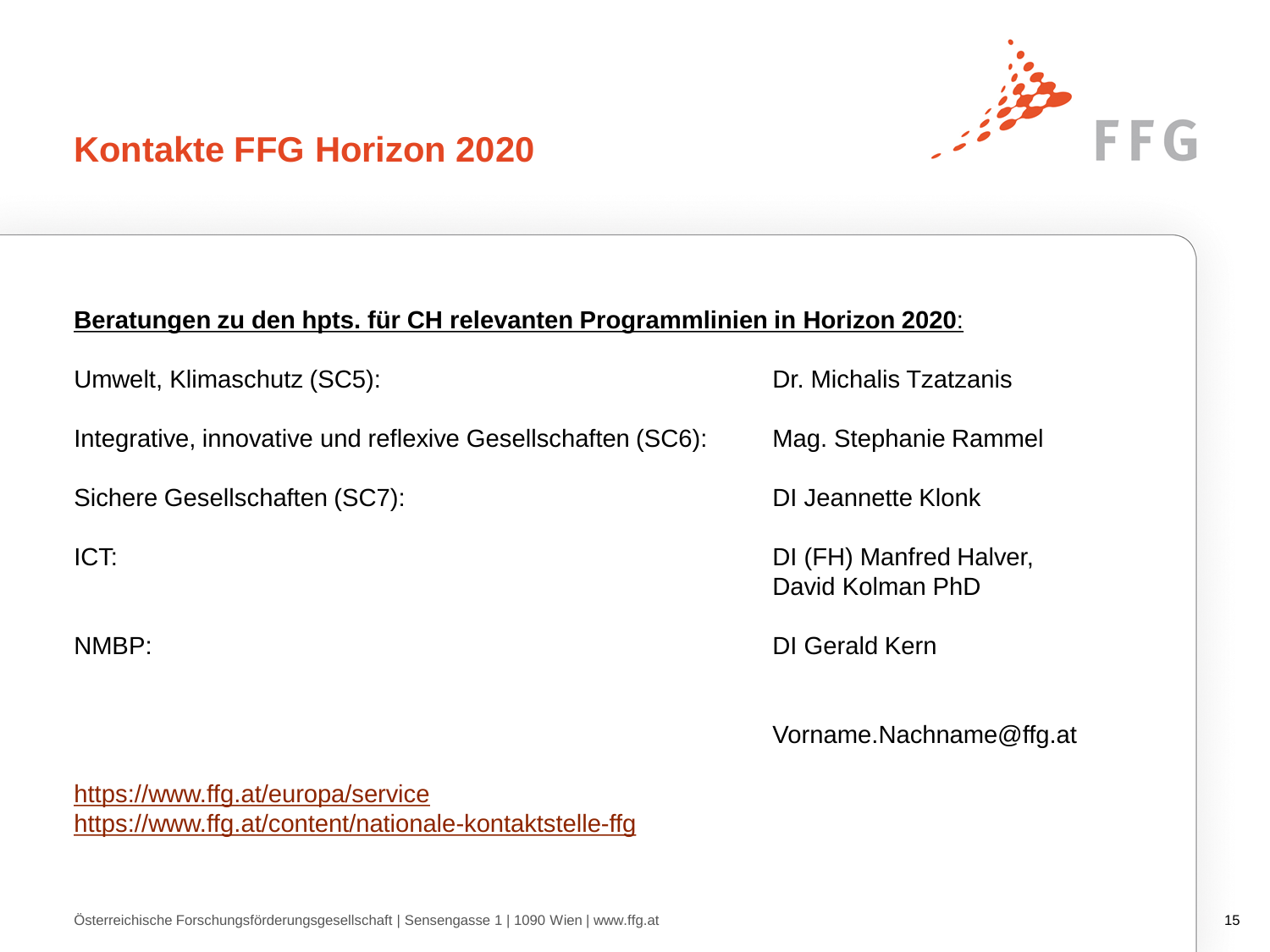# Kontakte FFG Horizon 2020

**Beratungen zu den hpts. für CH relevanten Programmlinien in Horizon 2020**:

| | |
|---|---|
| Umwelt, Klimaschutz (SC5): | Dr. Michalis Tzatzanis |
| Integrative, innovative und reflexive Gesellschaften (SC6): | Mag. Stephanie Rammel |
| Sichere Gesellschaften (SC7): | DI Jeannette Klonk |
| ICT: | DI (FH) Manfred Halver, David Kolman PhD |
| NMBP: | DI Gerald Kern |

Vorname.Nachname@ffg.at

https://www.ffg.at/europa/service
https://www.ffg.at/content/nationale-kontaktstelle-ffg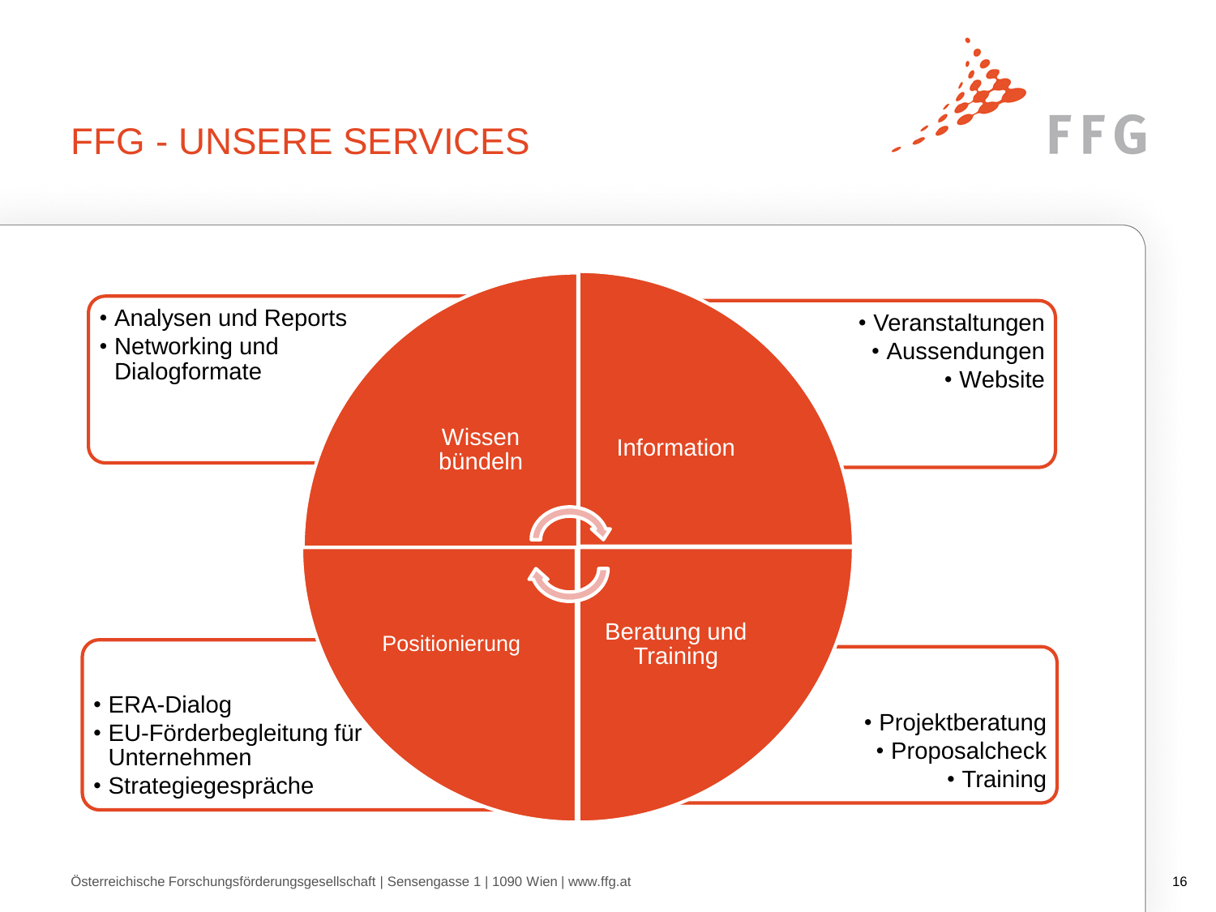# FFG - UNSERE SERVICES

## Wissen bündeln

- Analysen und Reports
- Networking und Dialogformate

## Information

- Veranstaltungen
- Aussendungen
- Website

## Positionierung

- ERA-Dialog
- EU-Förderbegleitung für Unternehmen
- Strategiegespräche

## Beratung und Training

- Projektberatung
- Proposalcheck
- Training

Österreichische Forschungsförderungsgesellschaft | Sensengasse 1 | 1090 Wien | www.ffg.at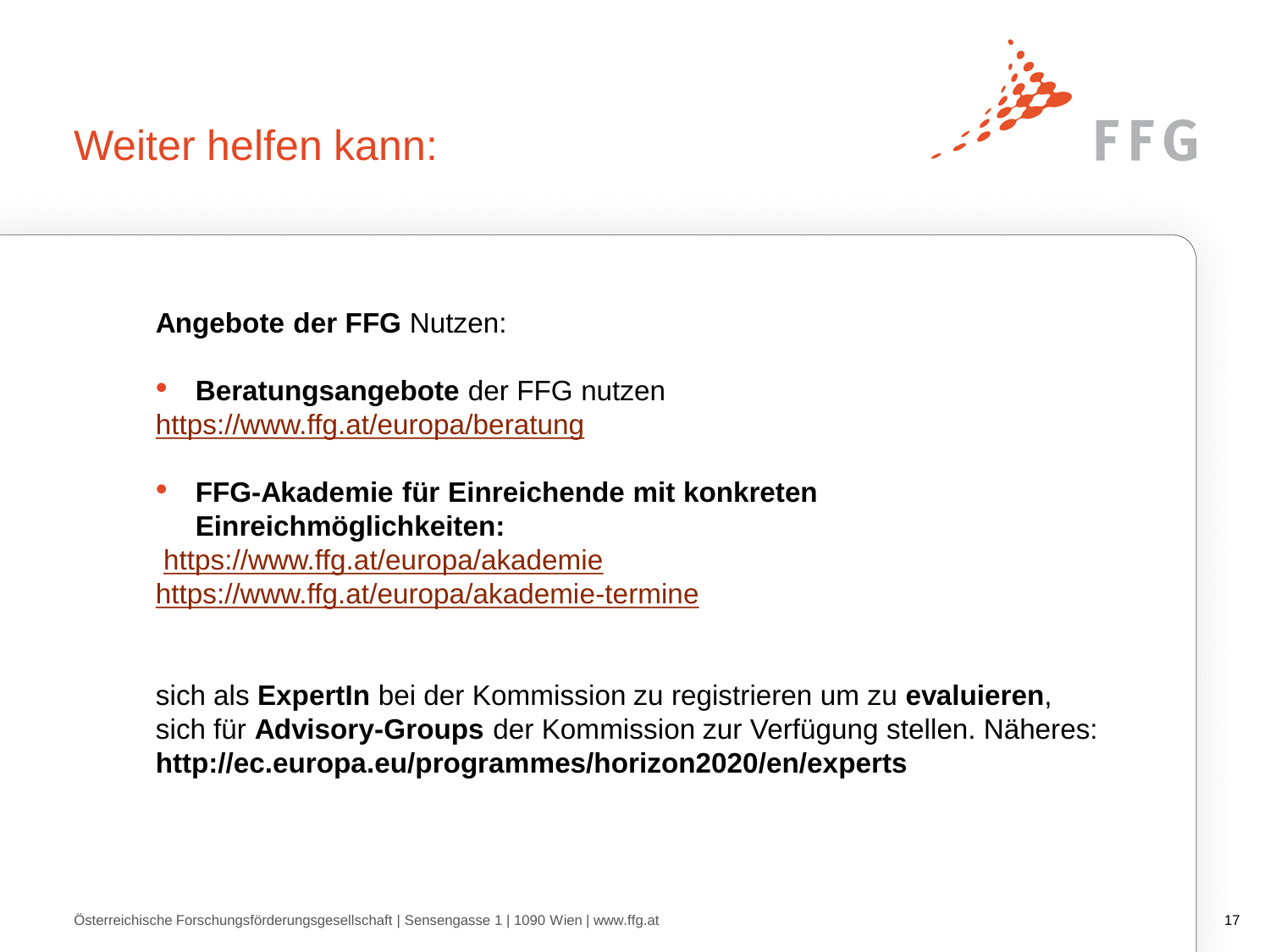# Weiter helfen kann:

**Angebote der FFG** Nutzen:

- **Beratungsangebote** der FFG nutzen
https://www.ffg.at/europa/beratung

- **FFG-Akademie für Einreichende mit konkreten Einreichmöglichkeiten:**
 https://www.ffg.at/europa/akademie
https://www.ffg.at/europa/akademie-termine

sich als **ExpertIn** bei der Kommission zu registrieren um zu **evaluieren**, sich für **Advisory-Groups** der Kommission zur Verfügung stellen. Näheres: **http://ec.europa.eu/programmes/horizon2020/en/experts**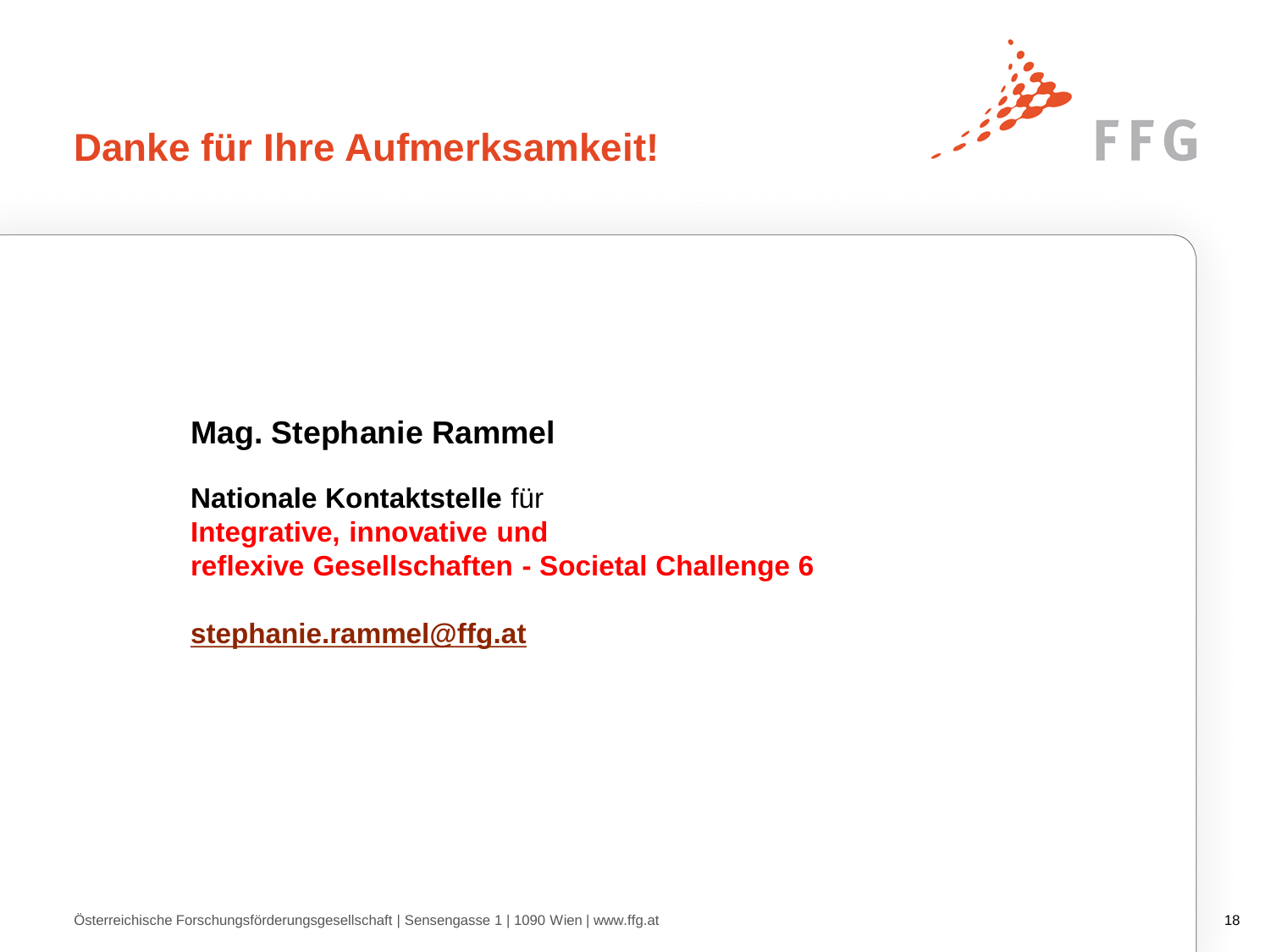# Danke für Ihre Aufmerksamkeit!

**Mag. Stephanie Rammel**

**Nationale Kontaktstelle** für
**Integrative, innovative und reflexive Gesellschaften - Societal Challenge 6**

**stephanie.rammel@ffg.at**